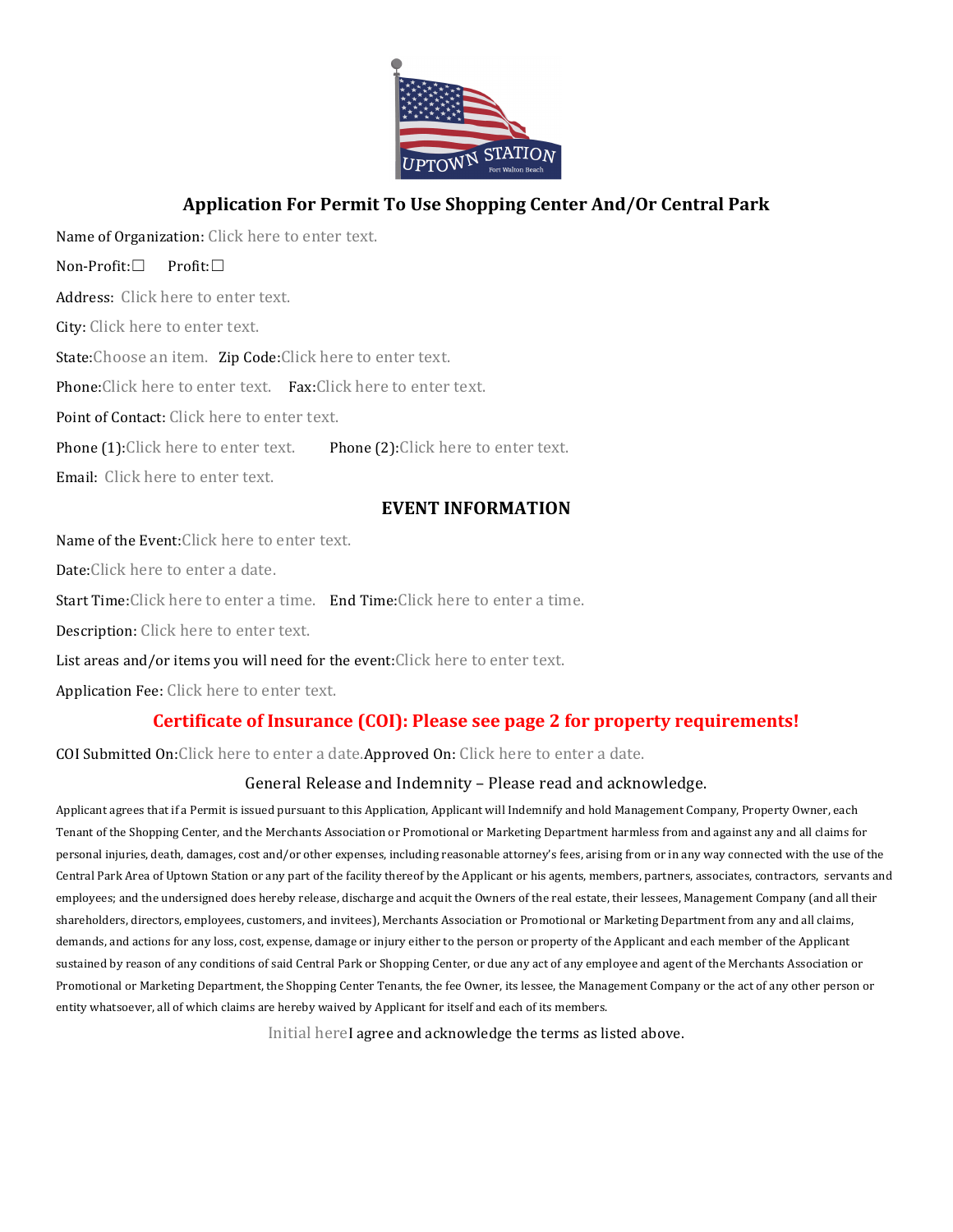# Application For Permit To Use Shopping Center And/Or Central Park

Name of Organization: Click here to enter text.

Non-Profit:☐ Profit:☐

Address: Click here to enter text.

City: Click here to enter text.

State:Choose an item. Zip Code:Click here to enter text.

Phone:Click here to enter text. Fax:Click here to enter text.

Point of Contact: Click here to enter text.

Phone (1):Click here to enter text. Phone (2):Click here to enter text.

Email: Click here to enter text.

## EVENT INFORMATION

Name of the Event:Click here to enter text.

Date:Click here to enter a date.

Start Time:Click here to enter a time. End Time:Click here to enter a time.

Description: Click here to enter text.

List areas and/or items you will need for the event:Click here to enter text.

Application Fee: Click here to enter text.

**Certificate of Insurance (COI): Please see page 2 for property requirements!**

COI Submitted On:Click here to enter a date.Approved On: Click here to enter a date.

General Release and Indemnity – Please read and acknowledge.

Applicant agrees that if a Permit is issued pursuant to this Application, Applicant will Indemnify and hold Management Company, Property Owner, each Tenant of the Shopping Center, and the Merchants Association or Promotional or Marketing Department harmless from and against any and all claims for personal injuries, death, damages, cost and/or other expenses, including reasonable attorney's fees, arising from or in any way connected with the use of the Central Park Area of Uptown Station or any part of the facility thereof by the Applicant or his agents, members, partners, associates, contractors, servants and employees; and the undersigned does hereby release, discharge and acquit the Owners of the real estate, their lessees, Management Company (and all their shareholders, directors, employees, customers, and invitees), Merchants Association or Promotional or Marketing Department from any and all claims, demands, and actions for any loss, cost, expense, damage or injury either to the person or property of the Applicant and each member of the Applicant sustained by reason of any conditions of said Central Park or Shopping Center, or due any act of any employee and agent of the Merchants Association or Promotional or Marketing Department, the Shopping Center Tenants, the fee Owner, its lessee, the Management Company or the act of any other person or entity whatsoever, all of which claims are hereby waived by Applicant for itself and each of its members.

Initial hereI agree and acknowledge the terms as listed above.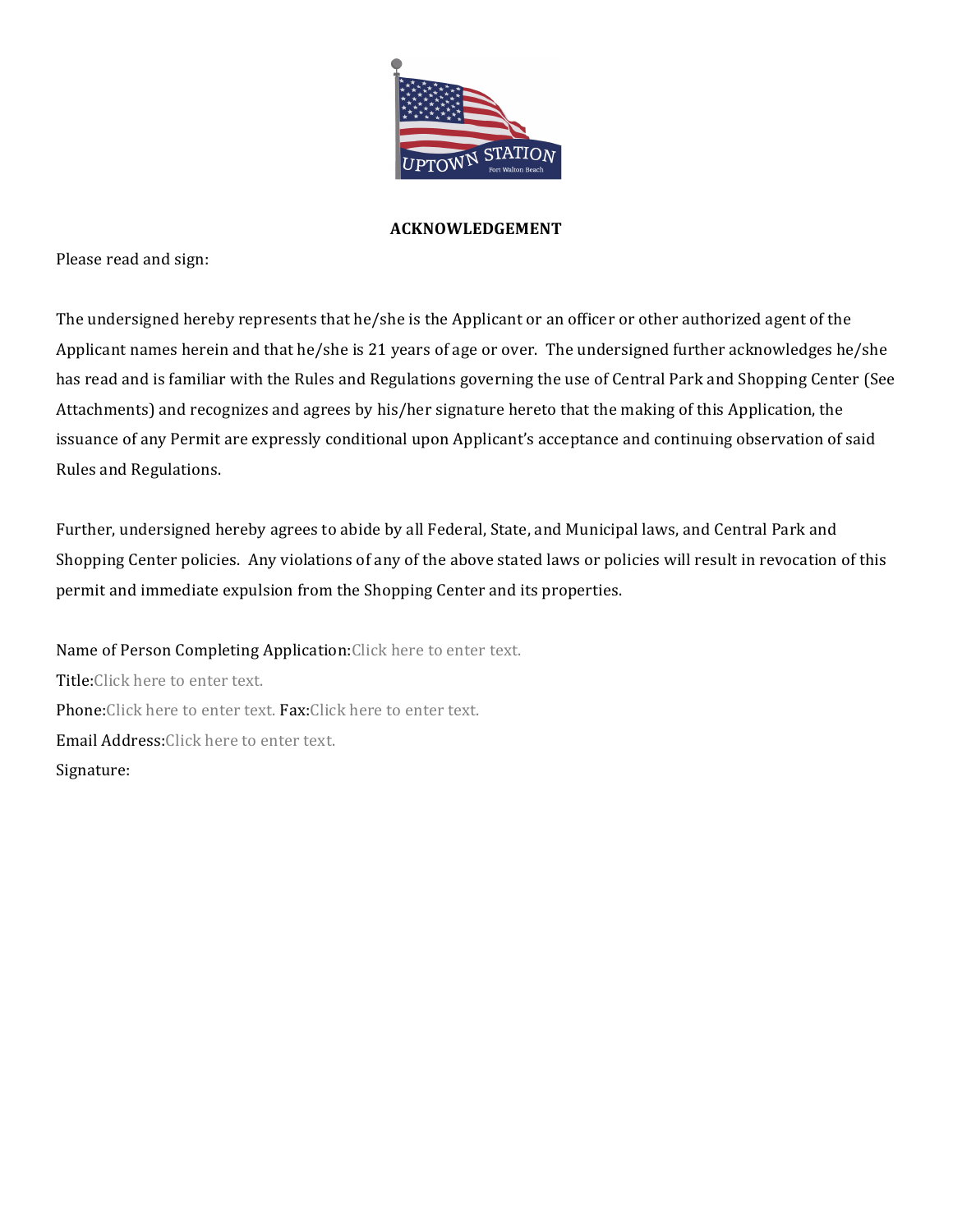**ACKNOWLEDGEMENT**

Please read and sign:

The undersigned hereby represents that he/she is the Applicant or an officer or other authorized agent of the Applicant names herein and that he/she is 21 years of age or over. The undersigned further acknowledges he/she has read and is familiar with the Rules and Regulations governing the use of Central Park and Shopping Center (See Attachments) and recognizes and agrees by his/her signature hereto that the making of this Application, the issuance of any Permit are expressly conditional upon Applicant's acceptance and continuing observation of said Rules and Regulations.

Further, undersigned hereby agrees to abide by all Federal, State, and Municipal laws, and Central Park and Shopping Center policies. Any violations of any of the above stated laws or policies will result in revocation of this permit and immediate expulsion from the Shopping Center and its properties.

Name of Person Completing Application:Click here to enter text.

Title:Click here to enter text.

Phone:Click here to enter text. Fax:Click here to enter text.

Email Address:Click here to enter text.

Signature: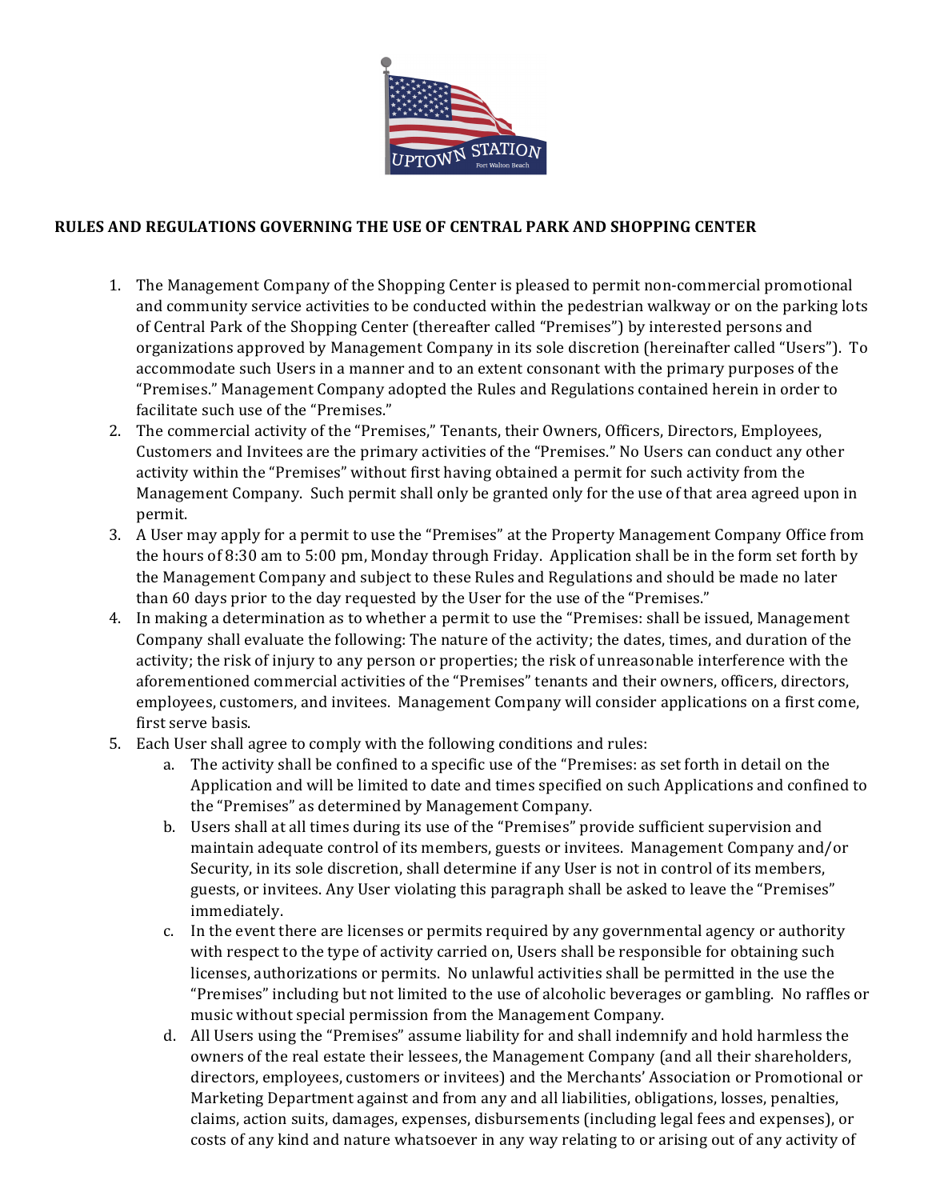**RULES AND REGULATIONS GOVERNING THE USE OF CENTRAL PARK AND SHOPPING CENTER**

1. The Management Company of the Shopping Center is pleased to permit non-commercial promotional and community service activities to be conducted within the pedestrian walkway or on the parking lots of Central Park of the Shopping Center (thereafter called "Premises") by interested persons and organizations approved by Management Company in its sole discretion (hereinafter called "Users"). To accommodate such Users in a manner and to an extent consonant with the primary purposes of the "Premises." Management Company adopted the Rules and Regulations contained herein in order to facilitate such use of the "Premises."
2. The commercial activity of the "Premises," Tenants, their Owners, Officers, Directors, Employees, Customers and Invitees are the primary activities of the "Premises." No Users can conduct any other activity within the "Premises" without first having obtained a permit for such activity from the Management Company. Such permit shall only be granted only for the use of that area agreed upon in permit.
3. A User may apply for a permit to use the "Premises" at the Property Management Company Office from the hours of 8:30 am to 5:00 pm, Monday through Friday. Application shall be in the form set forth by the Management Company and subject to these Rules and Regulations and should be made no later than 60 days prior to the day requested by the User for the use of the "Premises."
4. In making a determination as to whether a permit to use the "Premises: shall be issued, Management Company shall evaluate the following: The nature of the activity; the dates, times, and duration of the activity; the risk of injury to any person or properties; the risk of unreasonable interference with the aforementioned commercial activities of the "Premises" tenants and their owners, officers, directors, employees, customers, and invitees. Management Company will consider applications on a first come, first serve basis.
5. Each User shall agree to comply with the following conditions and rules:
   a. The activity shall be confined to a specific use of the "Premises: as set forth in detail on the Application and will be limited to date and times specified on such Applications and confined to the "Premises" as determined by Management Company.
   b. Users shall at all times during its use of the "Premises" provide sufficient supervision and maintain adequate control of its members, guests or invitees. Management Company and/or Security, in its sole discretion, shall determine if any User is not in control of its members, guests, or invitees. Any User violating this paragraph shall be asked to leave the "Premises" immediately.
   c. In the event there are licenses or permits required by any governmental agency or authority with respect to the type of activity carried on, Users shall be responsible for obtaining such licenses, authorizations or permits. No unlawful activities shall be permitted in the use the "Premises" including but not limited to the use of alcoholic beverages or gambling. No raffles or music without special permission from the Management Company.
   d. All Users using the "Premises" assume liability for and shall indemnify and hold harmless the owners of the real estate their lessees, the Management Company (and all their shareholders, directors, employees, customers or invitees) and the Merchants' Association or Promotional or Marketing Department against and from any and all liabilities, obligations, losses, penalties, claims, action suits, damages, expenses, disbursements (including legal fees and expenses), or costs of any kind and nature whatsoever in any way relating to or arising out of any activity of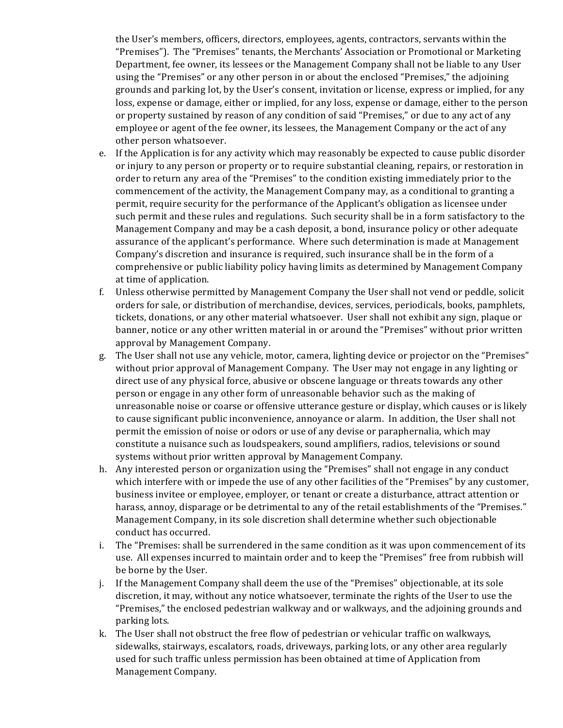the User's members, officers, directors, employees, agents, contractors, servants within the "Premises"). The "Premises" tenants, the Merchants' Association or Promotional or Marketing Department, fee owner, its lessees or the Management Company shall not be liable to any User using the "Premises" or any other person in or about the enclosed "Premises," the adjoining grounds and parking lot, by the User's consent, invitation or license, express or implied, for any loss, expense or damage, either or implied, for any loss, expense or damage, either to the person or property sustained by reason of any condition of said "Premises," or due to any act of any employee or agent of the fee owner, its lessees, the Management Company or the act of any other person whatsoever.

e. If the Application is for any activity which may reasonably be expected to cause public disorder or injury to any person or property or to require substantial cleaning, repairs, or restoration in order to return any area of the "Premises" to the condition existing immediately prior to the commencement of the activity, the Management Company may, as a conditional to granting a permit, require security for the performance of the Applicant's obligation as licensee under such permit and these rules and regulations. Such security shall be in a form satisfactory to the Management Company and may be a cash deposit, a bond, insurance policy or other adequate assurance of the applicant's performance. Where such determination is made at Management Company's discretion and insurance is required, such insurance shall be in the form of a comprehensive or public liability policy having limits as determined by Management Company at time of application.

f. Unless otherwise permitted by Management Company the User shall not vend or peddle, solicit orders for sale, or distribution of merchandise, devices, services, periodicals, books, pamphlets, tickets, donations, or any other material whatsoever. User shall not exhibit any sign, plaque or banner, notice or any other written material in or around the "Premises" without prior written approval by Management Company.

g. The User shall not use any vehicle, motor, camera, lighting device or projector on the "Premises" without prior approval of Management Company. The User may not engage in any lighting or direct use of any physical force, abusive or obscene language or threats towards any other person or engage in any other form of unreasonable behavior such as the making of unreasonable noise or coarse or offensive utterance gesture or display, which causes or is likely to cause significant public inconvenience, annoyance or alarm. In addition, the User shall not permit the emission of noise or odors or use of any devise or paraphernalia, which may constitute a nuisance such as loudspeakers, sound amplifiers, radios, televisions or sound systems without prior written approval by Management Company.

h. Any interested person or organization using the "Premises" shall not engage in any conduct which interfere with or impede the use of any other facilities of the "Premises" by any customer, business invitee or employee, employer, or tenant or create a disturbance, attract attention or harass, annoy, disparage or be detrimental to any of the retail establishments of the "Premises." Management Company, in its sole discretion shall determine whether such objectionable conduct has occurred.

i. The "Premises: shall be surrendered in the same condition as it was upon commencement of its use. All expenses incurred to maintain order and to keep the "Premises" free from rubbish will be borne by the User.

j. If the Management Company shall deem the use of the "Premises" objectionable, at its sole discretion, it may, without any notice whatsoever, terminate the rights of the User to use the "Premises," the enclosed pedestrian walkway and or walkways, and the adjoining grounds and parking lots.

k. The User shall not obstruct the free flow of pedestrian or vehicular traffic on walkways, sidewalks, stairways, escalators, roads, driveways, parking lots, or any other area regularly used for such traffic unless permission has been obtained at time of Application from Management Company.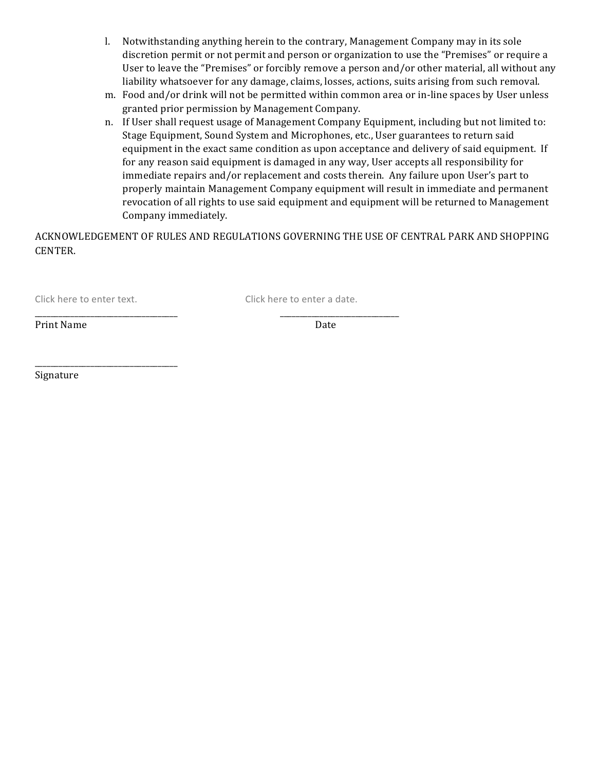l. Notwithstanding anything herein to the contrary, Management Company may in its sole discretion permit or not permit and person or organization to use the "Premises" or require a User to leave the "Premises" or forcibly remove a person and/or other material, all without any liability whatsoever for any damage, claims, losses, actions, suits arising from such removal.

m. Food and/or drink will not be permitted within common area or in-line spaces by User unless granted prior permission by Management Company.

n. If User shall request usage of Management Company Equipment, including but not limited to: Stage Equipment, Sound System and Microphones, etc., User guarantees to return said equipment in the exact same condition as upon acceptance and delivery of said equipment. If for any reason said equipment is damaged in any way, User accepts all responsibility for immediate repairs and/or replacement and costs therein. Any failure upon User's part to properly maintain Management Company equipment will result in immediate and permanent revocation of all rights to use said equipment and equipment will be returned to Management Company immediately.

ACKNOWLEDGEMENT OF RULES AND REGULATIONS GOVERNING THE USE OF CENTRAL PARK AND SHOPPING CENTER.

Click here to enter text. Click here to enter a date.

\_\_\_\_\_\_\_\_\_\_\_\_\_\_\_\_\_\_\_\_\_\_\_\_\_\_\_\_\_\_\_\_ \_\_\_\_\_\_\_\_\_\_\_\_\_\_\_\_\_\_\_\_\_\_\_\_\_\_\_

Print Name Date

\_\_\_\_\_\_\_\_\_\_\_\_\_\_\_\_\_\_\_\_\_\_\_\_\_\_\_\_\_\_\_\_

Signature